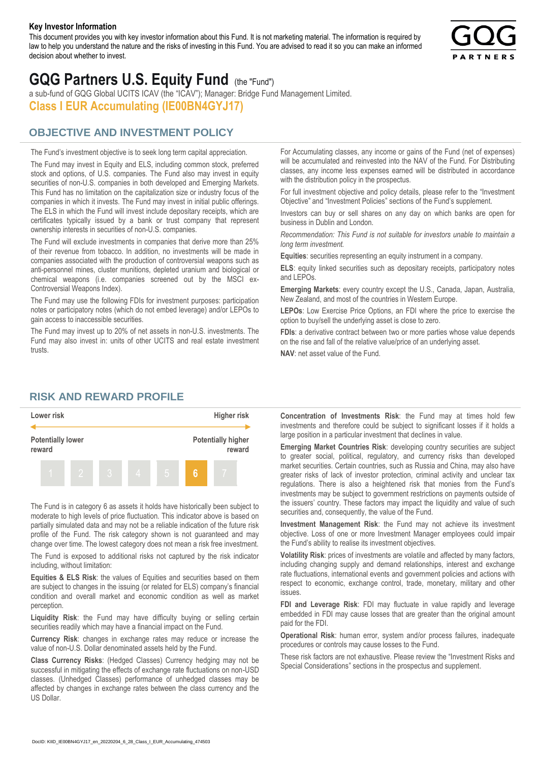**Key Investor Information**

This document provides you with key investor information about this Fund. It is not marketing material. The information is required by law to help you understand the nature and the risks of investing in this Fund. You are advised to read it so you can make an informed decision about whether to invest.

# GQG Partners U.S. Equity Fund (the "Fund")

a sub-fund of GQG Global UCITS ICAV (the "ICAV"); Manager: Bridge Fund Management Limited.

**Class I EUR Accumulating (IE00BN4GYJ17)**

## OBJECTIVE AND INVESTMENT POLICY

The Fund's investment objective is to seek long term capital appreciation.

The Fund may invest in Equity and ELS, including common stock, preferred stock and options, of U.S. companies. The Fund also may invest in equity securities of non-U.S. companies in both developed and Emerging Markets. This Fund has no limitation on the capitalization size or industry focus of the companies in which it invests. The Fund may invest in initial public offerings. The ELS in which the Fund will invest include depositary receipts, which are certificates typically issued by a bank or trust company that represent ownership interests in securities of non-U.S. companies.

The Fund will exclude investments in companies that derive more than 25% of their revenue from tobacco. In addition, no investments will be made in companies associated with the production of controversial weapons such as anti-personnel mines, cluster munitions, depleted uranium and biological or chemical weapons (i.e. companies screened out by the MSCI ex-Controversial Weapons Index).

The Fund may use the following FDIs for investment purposes: participation notes or participatory notes (which do not embed leverage) and/or LEPOs to gain access to inaccessible securities.

The Fund may invest up to 20% of net assets in non-U.S. investments. The Fund may also invest in: units of other UCITS and real estate investment trusts.

For Accumulating classes, any income or gains of the Fund (net of expenses) will be accumulated and reinvested into the NAV of the Fund. For Distributing classes, any income less expenses earned will be distributed in accordance with the distribution policy in the prospectus.

For full investment objective and policy details, please refer to the "Investment Objective" and "Investment Policies" sections of the Fund's supplement.

Investors can buy or sell shares on any day on which banks are open for business in Dublin and London.

*Recommendation: This Fund is not suitable for investors unable to maintain a long term investment.*

**Equities**: securities representing an equity instrument in a company.

**ELS**: equity linked securities such as depositary receipts, participatory notes and LEPOs.

**Emerging Markets**: every country except the U.S., Canada, Japan, Australia, New Zealand, and most of the countries in Western Europe.

**LEPOs**: Low Exercise Price Options, an FDI where the price to exercise the option to buy/sell the underlying asset is close to zero.

**FDIs**: a derivative contract between two or more parties whose value depends on the rise and fall of the relative value/price of an underlying asset.

**NAV**: net asset value of the Fund.

## RISK AND REWARD PROFILE

| Lower risk | | | | | | Higher risk |
|---|---|---|---|---|---|---|
| Potentially lower reward | | | | | | Potentially higher reward |
| 1 | 2 | 3 | 4 | 5 | **6** | 7 |

The Fund is in category 6 as assets it holds have historically been subject to moderate to high levels of price fluctuation. This indicator above is based on partially simulated data and may not be a reliable indication of the future risk profile of the Fund. The risk category shown is not guaranteed and may change over time. The lowest category does not mean a risk free investment.

The Fund is exposed to additional risks not captured by the risk indicator including, without limitation:

**Equities & ELS Risk**: the values of Equities and securities based on them are subject to changes in the issuing (or related for ELS) company's financial condition and overall market and economic condition as well as market perception.

**Liquidity Risk**: the Fund may have difficulty buying or selling certain securities readily which may have a financial impact on the Fund.

**Currency Risk**: changes in exchange rates may reduce or increase the value of non-U.S. Dollar denominated assets held by the Fund.

**Class Currency Risks**: (Hedged Classes) Currency hedging may not be successful in mitigating the effects of exchange rate fluctuations on non-USD classes. (Unhedged Classes) performance of unhedged classes may be affected by changes in exchange rates between the class currency and the US Dollar.

**Concentration of Investments Risk**: the Fund may at times hold few investments and therefore could be subject to significant losses if it holds a large position in a particular investment that declines in value.

**Emerging Market Countries Risk**: developing country securities are subject to greater social, political, regulatory, and currency risks than developed market securities. Certain countries, such as Russia and China, may also have greater risks of lack of investor protection, criminal activity and unclear tax regulations. There is also a heightened risk that monies from the Fund's investments may be subject to government restrictions on payments outside of the issuers' country. These factors may impact the liquidity and value of such securities and, consequently, the value of the Fund.

**Investment Management Risk**: the Fund may not achieve its investment objective. Loss of one or more Investment Manager employees could impair the Fund's ability to realise its investment objectives.

**Volatility Risk**: prices of investments are volatile and affected by many factors, including changing supply and demand relationships, interest and exchange rate fluctuations, international events and government policies and actions with respect to economic, exchange control, trade, monetary, military and other issues.

**FDI and Leverage Risk**: FDI may fluctuate in value rapidly and leverage embedded in FDI may cause losses that are greater than the original amount paid for the FDI.

**Operational Risk**: human error, system and/or process failures, inadequate procedures or controls may cause losses to the Fund.

These risk factors are not exhaustive. Please review the "Investment Risks and Special Considerations" sections in the prospectus and supplement.

DocID: KIID_IE00BN4GYJ17_en_20220204_6_28_Class_I_EUR_Accumulating_474503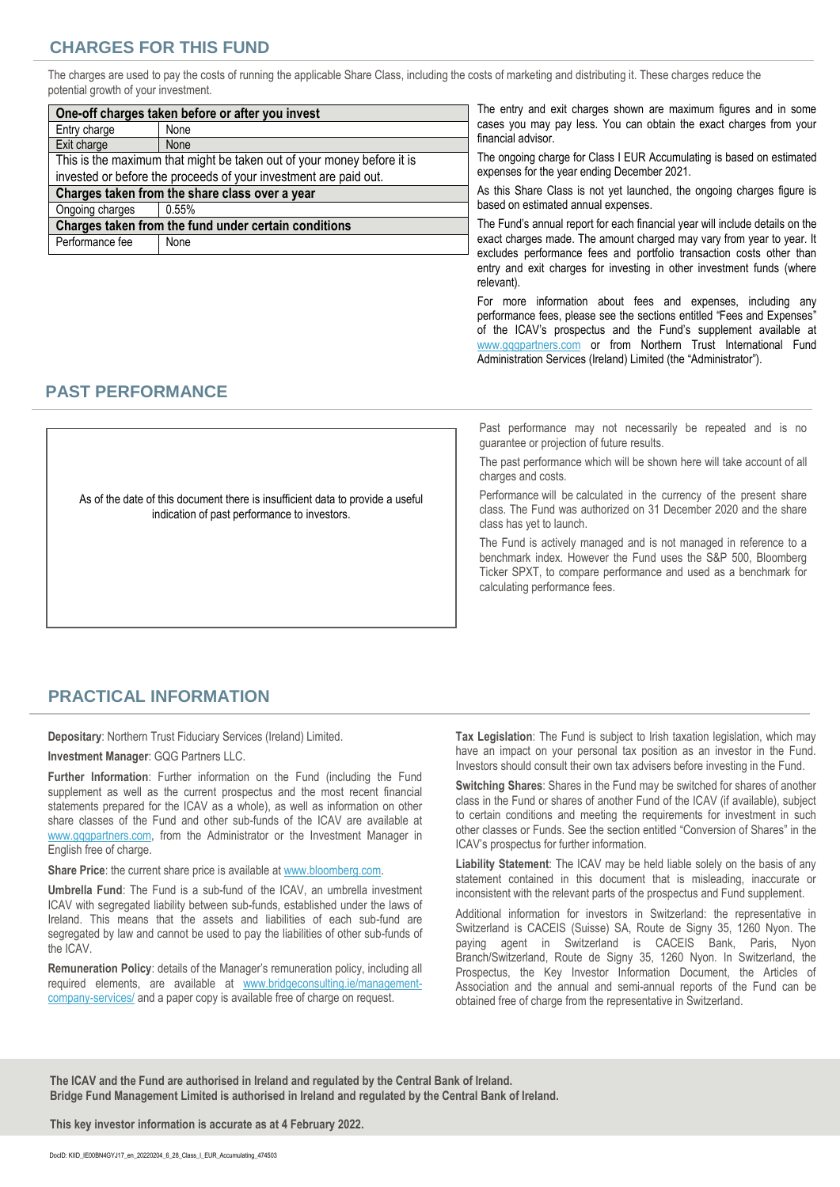## CHARGES FOR THIS FUND

The charges are used to pay the costs of running the applicable Share Class, including the costs of marketing and distributing it. These charges reduce the potential growth of your investment.

| One-off charges taken before or after you invest | |
|---|---|
| Entry charge | None |
| Exit charge | None |
| This is the maximum that might be taken out of your money before it is invested or before the proceeds of your investment are paid out. | |
| **Charges taken from the share class over a year** | |
| Ongoing charges | 0.55% |
| **Charges taken from the fund under certain conditions** | |
| Performance fee | None |

The entry and exit charges shown are maximum figures and in some cases you may pay less. You can obtain the exact charges from your financial advisor.

The ongoing charge for Class I EUR Accumulating is based on estimated expenses for the year ending December 2021.

As this Share Class is not yet launched, the ongoing charges figure is based on estimated annual expenses.

The Fund's annual report for each financial year will include details on the exact charges made. The amount charged may vary from year to year. It excludes performance fees and portfolio transaction costs other than entry and exit charges for investing in other investment funds (where relevant).

For more information about fees and expenses, including any performance fees, please see the sections entitled "Fees and Expenses" of the ICAV's prospectus and the Fund's supplement available at www.gqgpartners.com or from Northern Trust International Fund Administration Services (Ireland) Limited (the "Administrator").

## PAST PERFORMANCE

As of the date of this document there is insufficient data to provide a useful indication of past performance to investors.

Past performance may not necessarily be repeated and is no guarantee or projection of future results.

The past performance which will be shown here will take account of all charges and costs.

Performance will be calculated in the currency of the present share class. The Fund was authorized on 31 December 2020 and the share class has yet to launch.

The Fund is actively managed and is not managed in reference to a benchmark index. However the Fund uses the S&P 500, Bloomberg Ticker SPXT, to compare performance and used as a benchmark for calculating performance fees.

## PRACTICAL INFORMATION

**Depositary**: Northern Trust Fiduciary Services (Ireland) Limited.

**Investment Manager**: GQG Partners LLC.

**Further Information**: Further information on the Fund (including the Fund supplement as well as the current prospectus and the most recent financial statements prepared for the ICAV as a whole), as well as information on other share classes of the Fund and other sub-funds of the ICAV are available at www.gqgpartners.com, from the Administrator or the Investment Manager in English free of charge.

**Share Price**: the current share price is available at www.bloomberg.com.

**Umbrella Fund**: The Fund is a sub-fund of the ICAV, an umbrella investment ICAV with segregated liability between sub-funds, established under the laws of Ireland. This means that the assets and liabilities of each sub-fund are segregated by law and cannot be used to pay the liabilities of other sub-funds of the ICAV.

**Remuneration Policy**: details of the Manager's remuneration policy, including all required elements, are available at www.bridgeconsulting.ie/management-company-services/ and a paper copy is available free of charge on request.

**Tax Legislation**: The Fund is subject to Irish taxation legislation, which may have an impact on your personal tax position as an investor in the Fund. Investors should consult their own tax advisers before investing in the Fund.

**Switching Shares**: Shares in the Fund may be switched for shares of another class in the Fund or shares of another Fund of the ICAV (if available), subject to certain conditions and meeting the requirements for investment in such other classes or Funds. See the section entitled "Conversion of Shares" in the ICAV's prospectus for further information.

**Liability Statement**: The ICAV may be held liable solely on the basis of any statement contained in this document that is misleading, inaccurate or inconsistent with the relevant parts of the prospectus and Fund supplement.

Additional information for investors in Switzerland: the representative in Switzerland is CACEIS (Suisse) SA, Route de Signy 35, 1260 Nyon. The paying agent in Switzerland is CACEIS Bank, Paris, Nyon Branch/Switzerland, Route de Signy 35, 1260 Nyon. In Switzerland, the Prospectus, the Key Investor Information Document, the Articles of Association and the annual and semi-annual reports of the Fund can be obtained free of charge from the representative in Switzerland.

**The ICAV and the Fund are authorised in Ireland and regulated by the Central Bank of Ireland.**
**Bridge Fund Management Limited is authorised in Ireland and regulated by the Central Bank of Ireland.**

**This key investor information is accurate as at 4 February 2022.**

DocID: KIID_IE00BN4GYJ17_en_20220204_6_28_Class_I_EUR_Accumulating_474503